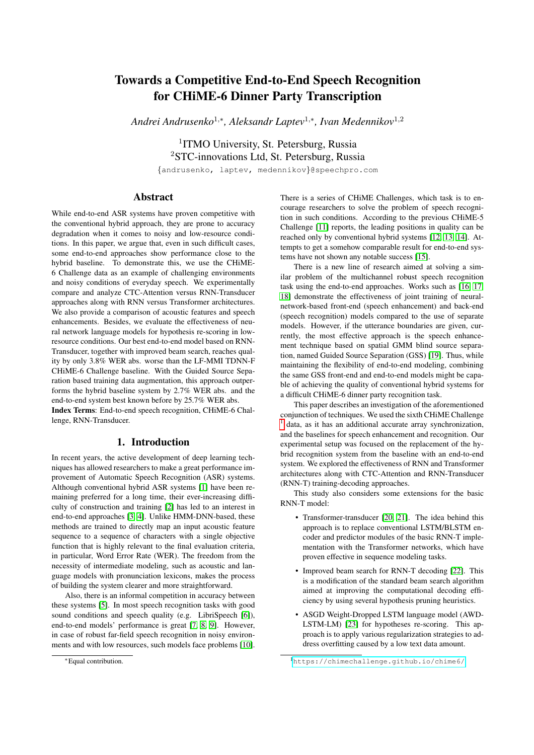# Towards a Competitive End-to-End Speech Recognition for CHiME-6 Dinner Party Transcription

*Andrei Andrusenko*[1,*], *Aleksandr Laptev*[1,*], *Ivan Medennikov*[1,2]

[1]ITMO University, St. Petersburg, Russia
[2]STC-innovations Ltd, St. Petersburg, Russia

{andrusenko, laptev, medennikov}@speechpro.com

## Abstract

While end-to-end ASR systems have proven competitive with the conventional hybrid approach, they are prone to accuracy degradation when it comes to noisy and low-resource conditions. In this paper, we argue that, even in such difficult cases, some end-to-end approaches show performance close to the hybrid baseline. To demonstrate this, we use the CHiME-6 Challenge data as an example of challenging environments and noisy conditions of everyday speech. We experimentally compare and analyze CTC-Attention versus RNN-Transducer approaches along with RNN versus Transformer architectures. We also provide a comparison of acoustic features and speech enhancements. Besides, we evaluate the effectiveness of neural network language models for hypothesis re-scoring in low-resource conditions. Our best end-to-end model based on RNN-Transducer, together with improved beam search, reaches quality by only 3.8% WER abs. worse than the LF-MMI TDNN-F CHiME-6 Challenge baseline. With the Guided Source Separation based training data augmentation, this approach outperforms the hybrid baseline system by 2.7% WER abs. and the end-to-end system best known before by 25.7% WER abs.

**Index Terms**: End-to-end speech recognition, CHiME-6 Challenge, RNN-Transducer.

## 1. Introduction

In recent years, the active development of deep learning techniques has allowed researchers to make a great performance improvement of Automatic Speech Recognition (ASR) systems. Although conventional hybrid ASR systems [1] have been remaining preferred for a long time, their ever-increasing difficulty of construction and training [2] has led to an interest in end-to-end approaches [3, 4]. Unlike HMM-DNN-based, these methods are trained to directly map an input acoustic feature sequence to a sequence of characters with a single objective function that is highly relevant to the final evaluation criteria, in particular, Word Error Rate (WER). The freedom from the necessity of intermediate modeling, such as acoustic and language models with pronunciation lexicons, makes the process of building the system clearer and more straightforward.

Also, there is an informal competition in accuracy between these systems [5]. In most speech recognition tasks with good sound conditions and speech quality (e.g. LibriSpeech [6]), end-to-end models' performance is great [7, 8, 9]. However, in case of robust far-field speech recognition in noisy environments and with low resources, such models face problems [10]. There is a series of CHiME Challenges, which task is to encourage researchers to solve the problem of speech recognition in such conditions. According to the previous CHiME-5 Challenge [11] reports, the leading positions in quality can be reached only by conventional hybrid systems [12, 13, 14]. Attempts to get a somehow comparable result for end-to-end systems have not shown any notable success [15].

There is a new line of research aimed at solving a similar problem of the multichannel robust speech recognition task using the end-to-end approaches. Works such as [16, 17, 18] demonstrate the effectiveness of joint training of neural-network-based front-end (speech enhancement) and back-end (speech recognition) models compared to the use of separate models. However, if the utterance boundaries are given, currently, the most effective approach is the speech enhancement technique based on spatial GMM blind source separation, named Guided Source Separation (GSS) [19]. Thus, while maintaining the flexibility of end-to-end modeling, combining the same GSS front-end and end-to-end models might be capable of achieving the quality of conventional hybrid systems for a difficult CHiME-6 dinner party recognition task.

This paper describes an investigation of the aforementioned conjunction of techniques. We used the sixth CHiME Challenge [1] data, as it has an additional accurate array synchronization, and the baselines for speech enhancement and recognition. Our experimental setup was focused on the replacement of the hybrid recognition system from the baseline with an end-to-end system. We explored the effectiveness of RNN and Transformer architectures along with CTC-Attention and RNN-Transducer (RNN-T) training-decoding approaches.

This study also considers some extensions for the basic RNN-T model:

- Transformer-transducer [20, 21]. The idea behind this approach is to replace conventional LSTM/BLSTM encoder and predictor modules of the basic RNN-T implementation with the Transformer networks, which have proven effective in sequence modeling tasks.
- Improved beam search for RNN-T decoding [22]. This is a modification of the standard beam search algorithm aimed at improving the computational decoding efficiency by using several hypothesis pruning heuristics.
- ASGD Weight-Dropped LSTM language model (AWD-LSTM-LM) [23] for hypotheses re-scoring. This approach is to apply various regularization strategies to address overfitting caused by a low text data amount.

[*]Equal contribution.

[1]https://chimechallenge.github.io/chime6/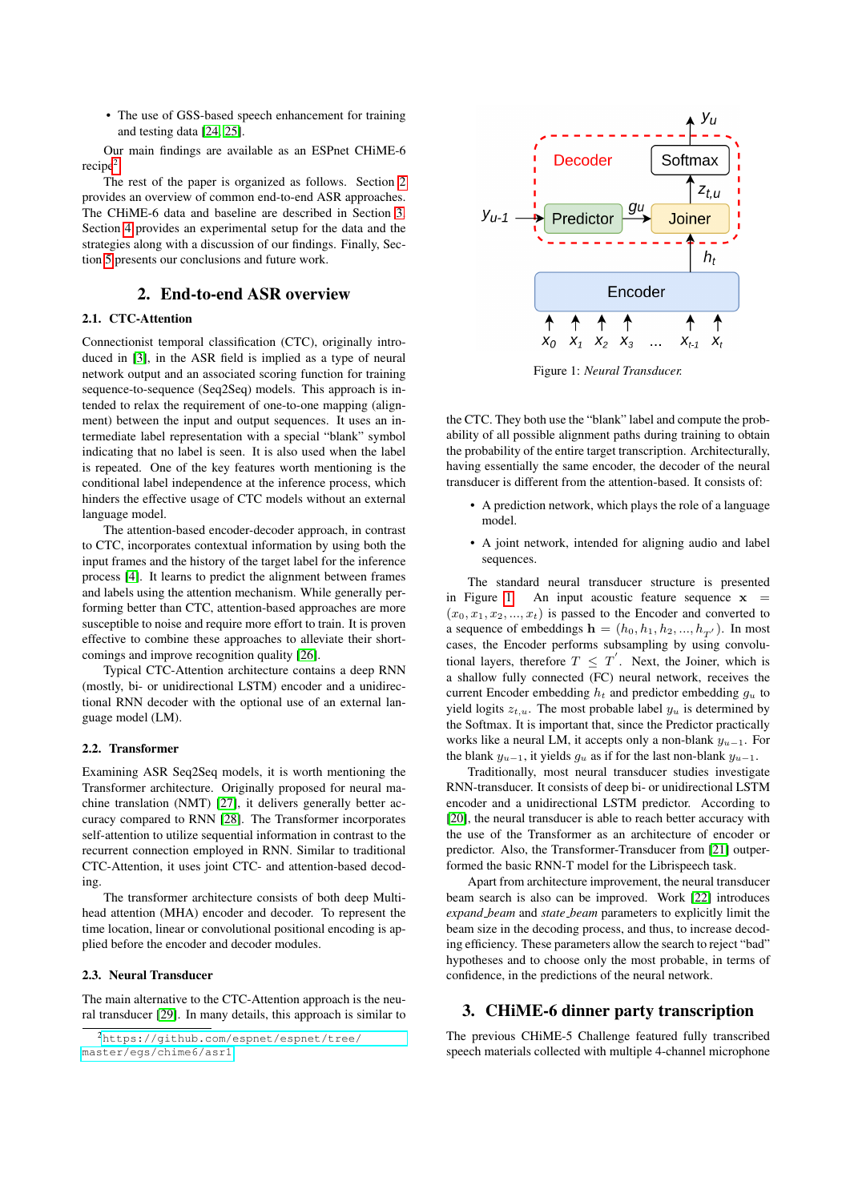- The use of GSS-based speech enhancement for training and testing data [24, 25].

Our main findings are available as an ESPnet CHiME-6 recipe[2].

The rest of the paper is organized as follows. Section 2 provides an overview of common end-to-end ASR approaches. The CHiME-6 data and baseline are described in Section 3. Section 4 provides an experimental setup for the data and the strategies along with a discussion of our findings. Finally, Section 5 presents our conclusions and future work.

## 2. End-to-end ASR overview

### 2.1. CTC-Attention

Connectionist temporal classification (CTC), originally introduced in [3], in the ASR field is implied as a type of neural network output and an associated scoring function for training sequence-to-sequence (Seq2Seq) models. This approach is intended to relax the requirement of one-to-one mapping (alignment) between the input and output sequences. It uses an intermediate label representation with a special "blank" symbol indicating that no label is seen. It is also used when the label is repeated. One of the key features worth mentioning is the conditional label independence at the inference process, which hinders the effective usage of CTC models without an external language model.

The attention-based encoder-decoder approach, in contrast to CTC, incorporates contextual information by using both the input frames and the history of the target label for the inference process [4]. It learns to predict the alignment between frames and labels using the attention mechanism. While generally performing better than CTC, attention-based approaches are more susceptible to noise and require more effort to train. It is proven effective to combine these approaches to alleviate their shortcomings and improve recognition quality [26].

Typical CTC-Attention architecture contains a deep RNN (mostly, bi- or unidirectional LSTM) encoder and a unidirectional RNN decoder with the optional use of an external language model (LM).

### 2.2. Transformer

Examining ASR Seq2Seq models, it is worth mentioning the Transformer architecture. Originally proposed for neural machine translation (NMT) [27], it delivers generally better accuracy compared to RNN [28]. The Transformer incorporates self-attention to utilize sequential information in contrast to the recurrent connection employed in RNN. Similar to traditional CTC-Attention, it uses joint CTC- and attention-based decoding.

The transformer architecture consists of both deep Multi-head attention (MHA) encoder and decoder. To represent the time location, linear or convolutional positional encoding is applied before the encoder and decoder modules.

### 2.3. Neural Transducer

The main alternative to the CTC-Attention approach is the neural transducer [29]. In many details, this approach is similar to the CTC. They both use the "blank" label and compute the probability of all possible alignment paths during training to obtain the probability of the entire target transcription. Architecturally, having essentially the same encoder, the decoder of the neural transducer is different from the attention-based. It consists of:

- A prediction network, which plays the role of a language model.
- A joint network, intended for aligning audio and label sequences.

Figure 1: *Neural Transducer.*

The standard neural transducer structure is presented in Figure 1. An input acoustic feature sequence $\mathbf{x} = (x_0, x_1, x_2, ..., x_t)$ is passed to the Encoder and converted to a sequence of embeddings $\mathbf{h} = (h_0, h_1, h_2, ..., h_{T'})$. In most cases, the Encoder performs subsampling by using convolutional layers, therefore $T \leq T'$. Next, the Joiner, which is a shallow fully connected (FC) neural network, receives the current Encoder embedding $h_t$ and predictor embedding $g_u$ to yield logits $z_{t,u}$. The most probable label $y_u$ is determined by the Softmax. It is important that, since the Predictor practically works like a neural LM, it accepts only a non-blank $y_{u-1}$. For the blank $y_{u-1}$, it yields $g_u$ as if for the last non-blank $y_{u-1}$.

Traditionally, most neural transducer studies investigate RNN-transducer. It consists of deep bi- or unidirectional LSTM encoder and a unidirectional LSTM predictor. According to [20], the neural transducer is able to reach better accuracy with the use of the Transformer as an architecture of encoder or predictor. Also, the Transformer-Transducer from [21] outperformed the basic RNN-T model for the Librispeech task.

Apart from architecture improvement, the neural transducer beam search is also can be improved. Work [22] introduces *expand_beam* and *state_beam* parameters to explicitly limit the beam size in the decoding process, and thus, to increase decoding efficiency. These parameters allow the search to reject "bad" hypotheses and to choose only the most probable, in terms of confidence, in the predictions of the neural network.

## 3. CHiME-6 dinner party transcription

The previous CHiME-5 Challenge featured fully transcribed speech materials collected with multiple 4-channel microphone

[2] https://github.com/espnet/espnet/tree/master/egs/chime6/asr1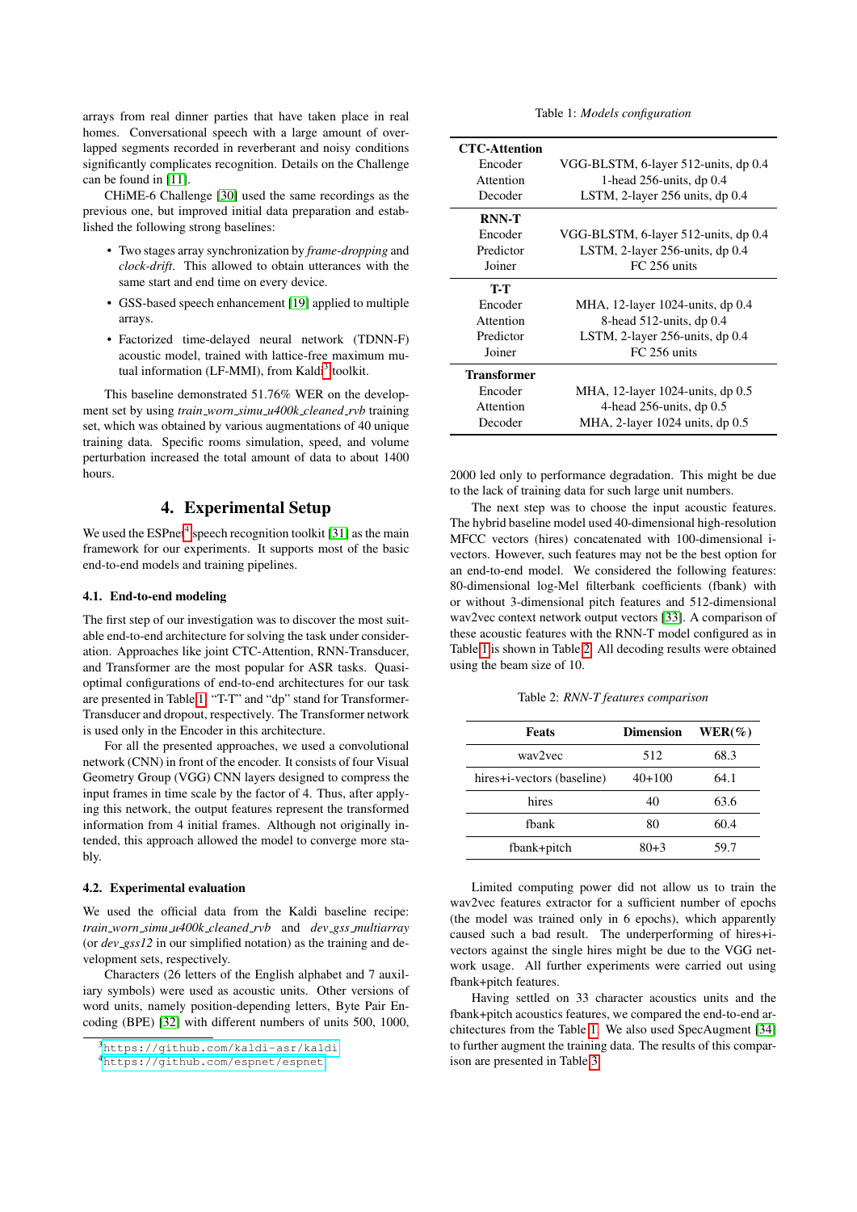arrays from real dinner parties that have taken place in real homes. Conversational speech with a large amount of overlapped segments recorded in reverberant and noisy conditions significantly complicates recognition. Details on the Challenge can be found in [11].

CHiME-6 Challenge [30] used the same recordings as the previous one, but improved initial data preparation and established the following strong baselines:

- Two stages array synchronization by *frame-dropping* and *clock-drift*. This allowed to obtain utterances with the same start and end time on every device.
- GSS-based speech enhancement [19] applied to multiple arrays.
- Factorized time-delayed neural network (TDNN-F) acoustic model, trained with lattice-free maximum mutual information (LF-MMI), from Kaldi[3] toolkit.

This baseline demonstrated 51.76% WER on the development set by using *train_worn_simu_u400k_cleaned_rvb* training set, which was obtained by various augmentations of 40 unique training data. Specific rooms simulation, speed, and volume perturbation increased the total amount of data to about 1400 hours.

# 4. Experimental Setup

We used the ESPnet[4] speech recognition toolkit [31] as the main framework for our experiments. It supports most of the basic end-to-end models and training pipelines.

### 4.1. End-to-end modeling

The first step of our investigation was to discover the most suitable end-to-end architecture for solving the task under consideration. Approaches like joint CTC-Attention, RNN-Transducer, and Transformer are the most popular for ASR tasks. Quasi-optimal configurations of end-to-end architectures for our task are presented in Table 1. "T-T" and "dp" stand for Transformer-Transducer and dropout, respectively. The Transformer network is used only in the Encoder in this architecture.

For all the presented approaches, we used a convolutional network (CNN) in front of the encoder. It consists of four Visual Geometry Group (VGG) CNN layers designed to compress the input frames in time scale by the factor of 4. Thus, after applying this network, the output features represent the transformed information from 4 initial frames. Although not originally intended, this approach allowed the model to converge more stably.

### 4.2. Experimental evaluation

We used the official data from the Kaldi baseline recipe: *train_worn_simu_u400k_cleaned_rvb* and *dev_gss_multiarray* (or *dev_gss12* in our simplified notation) as the training and development sets, respectively.

Characters (26 letters of the English alphabet and 7 auxiliary symbols) were used as acoustic units. Other versions of word units, namely position-depending letters, Byte Pair Encoding (BPE) [32] with different numbers of units 500, 1000, 2000 led only to performance degradation. This might be due to the lack of training data for such large unit numbers.

[3] https://github.com/kaldi-asr/kaldi

[4] https://github.com/espnet/espnet

Table 1: *Models configuration*

| | |
|---|---|
| **CTC-Attention** | |
| Encoder | VGG-BLSTM, 6-layer 512-units, dp 0.4 |
| Attention | 1-head 256-units, dp 0.4 |
| Decoder | LSTM, 2-layer 256 units, dp 0.4 |
| **RNN-T** | |
| Encoder | VGG-BLSTM, 6-layer 512-units, dp 0.4 |
| Predictor | LSTM, 2-layer 256-units, dp 0.4 |
| Joiner | FC 256 units |
| **T-T** | |
| Encoder | MHA, 12-layer 1024-units, dp 0.4 |
| Attention | 8-head 512-units, dp 0.4 |
| Predictor | LSTM, 2-layer 256-units, dp 0.4 |
| Joiner | FC 256 units |
| **Transformer** | |
| Encoder | MHA, 12-layer 1024-units, dp 0.5 |
| Attention | 4-head 256-units, dp 0.5 |
| Decoder | MHA, 2-layer 1024 units, dp 0.5 |

The next step was to choose the input acoustic features. The hybrid baseline model used 40-dimensional high-resolution MFCC vectors (hires) concatenated with 100-dimensional i-vectors. However, such features may not be the best option for an end-to-end model. We considered the following features: 80-dimensional log-Mel filterbank coefficients (fbank) with or without 3-dimensional pitch features and 512-dimensional wav2vec context network output vectors [33]. A comparison of these acoustic features with the RNN-T model configured as in Table 1 is shown in Table 2. All decoding results were obtained using the beam size of 10.

Table 2: *RNN-T features comparison*

| Feats | Dimension | WER(%) |
|---|---|---|
| wav2vec | 512 | 68.3 |
| hires+i-vectors (baseline) | 40+100 | 64.1 |
| hires | 40 | 63.6 |
| fbank | 80 | 60.4 |
| fbank+pitch | 80+3 | 59.7 |

Limited computing power did not allow us to train the wav2vec features extractor for a sufficient number of epochs (the model was trained only in 6 epochs), which apparently caused such a bad result. The underperforming of hires+i-vectors against the single hires might be due to the VGG network usage. All further experiments were carried out using fbank+pitch features.

Having settled on 33 character acoustics units and the fbank+pitch acoustics features, we compared the end-to-end architectures from the Table 1. We also used SpecAugment [34] to further augment the training data. The results of this comparison are presented in Table 3.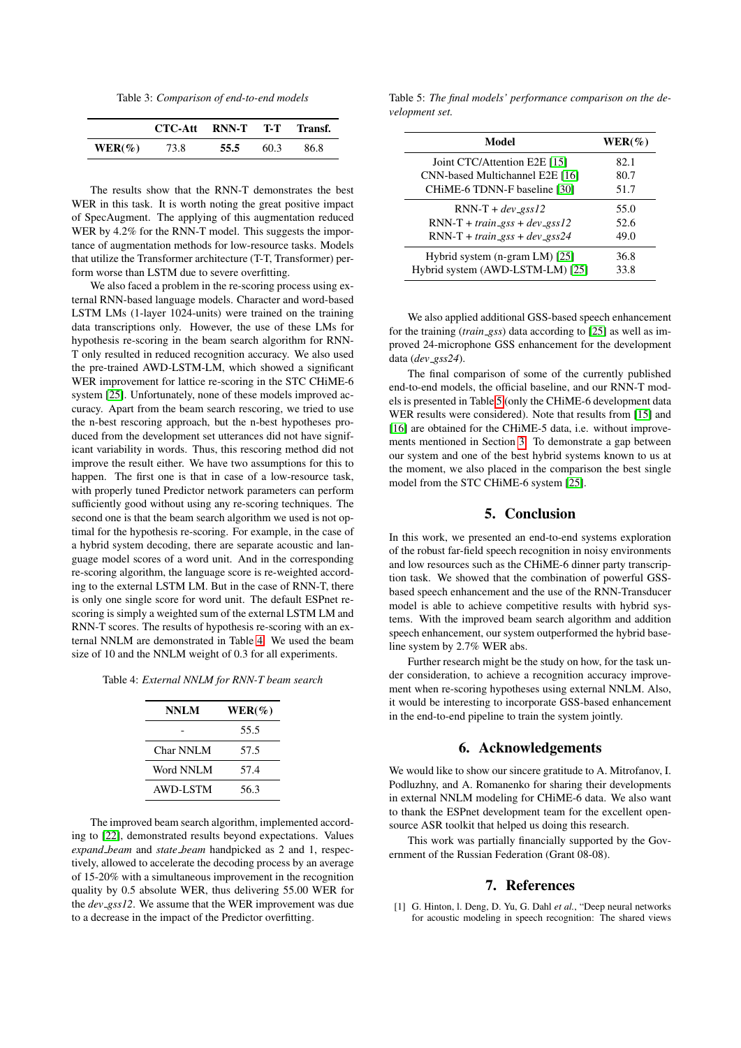Table 3: *Comparison of end-to-end models*

| | CTC-Att | RNN-T | T-T | Transf. |
|---|---|---|---|---|
| **WER(%)** | 73.8 | **55.5** | 60.3 | 86.8 |

The results show that the RNN-T demonstrates the best WER in this task. It is worth noting the great positive impact of SpecAugment. The applying of this augmentation reduced WER by 4.2% for the RNN-T model. This suggests the importance of augmentation methods for low-resource tasks. Models that utilize the Transformer architecture (T-T, Transformer) perform worse than LSTM due to severe overfitting.

We also faced a problem in the re-scoring process using external RNN-based language models. Character and word-based LSTM LMs (1-layer 1024-units) were trained on the training data transcriptions only. However, the use of these LMs for hypothesis re-scoring in the beam search algorithm for RNN-T only resulted in reduced recognition accuracy. We also used the pre-trained AWD-LSTM-LM, which showed a significant WER improvement for lattice re-scoring in the STC CHiME-6 system [25]. Unfortunately, none of these models improved accuracy. Apart from the beam search rescoring, we tried to use the n-best rescoring approach, but the n-best hypotheses produced from the development set utterances did not have significant variability in words. Thus, this rescoring method did not improve the result either. We have two assumptions for this to happen. The first one is that in case of a low-resource task, with properly tuned Predictor network parameters can perform sufficiently good without using any re-scoring techniques. The second one is that the beam search algorithm we used is not optimal for the hypothesis re-scoring. For example, in the case of a hybrid system decoding, there are separate acoustic and language model scores of a word unit. And in the corresponding re-scoring algorithm, the language score is re-weighted according to the external LSTM LM. But in the case of RNN-T, there is only one single score for word unit. The default ESPnet rescoring is simply a weighted sum of the external LSTM LM and RNN-T scores. The results of hypothesis re-scoring with an external NNLM are demonstrated in Table 4. We used the beam size of 10 and the NNLM weight of 0.3 for all experiments.

Table 4: *External NNLM for RNN-T beam search*

| NNLM | WER(%) |
|---|---|
| - | 55.5 |
| Char NNLM | 57.5 |
| Word NNLM | 57.4 |
| AWD-LSTM | 56.3 |

The improved beam search algorithm, implemented according to [22], demonstrated results beyond expectations. Values *expand_beam* and *state_beam* handpicked as 2 and 1, respectively, allowed to accelerate the decoding process by an average of 15-20% with a simultaneous improvement in the recognition quality by 0.5 absolute WER, thus delivering 55.00 WER for the *dev_gss12*. We assume that the WER improvement was due to a decrease in the impact of the Predictor overfitting.

Table 5: *The final models' performance comparison on the development set.*

| Model | WER(%) |
|---|---|
| Joint CTC/Attention E2E [15] | 82.1 |
| CNN-based Multichannel E2E [16] | 80.7 |
| CHiME-6 TDNN-F baseline [30] | 51.7 |
| RNN-T + *dev_gss12* | 55.0 |
| RNN-T + *train_gss* + *dev_gss12* | 52.6 |
| RNN-T + *train_gss* + *dev_gss24* | 49.0 |
| Hybrid system (n-gram LM) [25] | 36.8 |
| Hybrid system (AWD-LSTM-LM) [25] | 33.8 |

We also applied additional GSS-based speech enhancement for the training (*train_gss*) data according to [25] as well as improved 24-microphone GSS enhancement for the development data (*dev_gss24*).

The final comparison of some of the currently published end-to-end models, the official baseline, and our RNN-T models is presented in Table 5 (only the CHiME-6 development data WER results were considered). Note that results from [15] and [16] are obtained for the CHiME-5 data, i.e. without improvements mentioned in Section 3. To demonstrate a gap between our system and one of the best hybrid systems known to us at the moment, we also placed in the comparison the best single model from the STC CHiME-6 system [25].

## 5. Conclusion

In this work, we presented an end-to-end systems exploration of the robust far-field speech recognition in noisy environments and low resources such as the CHiME-6 dinner party transcription task. We showed that the combination of powerful GSS-based speech enhancement and the use of the RNN-Transducer model is able to achieve competitive results with hybrid systems. With the improved beam search algorithm and addition speech enhancement, our system outperformed the hybrid baseline system by 2.7% WER abs.

Further research might be the study on how, for the task under consideration, to achieve a recognition accuracy improvement when re-scoring hypotheses using external NNLM. Also, it would be interesting to incorporate GSS-based enhancement in the end-to-end pipeline to train the system jointly.

## 6. Acknowledgements

We would like to show our sincere gratitude to A. Mitrofanov, I. Podluzhny, and A. Romanenko for sharing their developments in external NNLM modeling for CHiME-6 data. We also want to thank the ESPnet development team for the excellent open-source ASR toolkit that helped us doing this research.

This work was partially financially supported by the Government of the Russian Federation (Grant 08-08).

## 7. References

[1] G. Hinton, l. Deng, D. Yu, G. Dahl *et al.*, "Deep neural networks for acoustic modeling in speech recognition: The shared views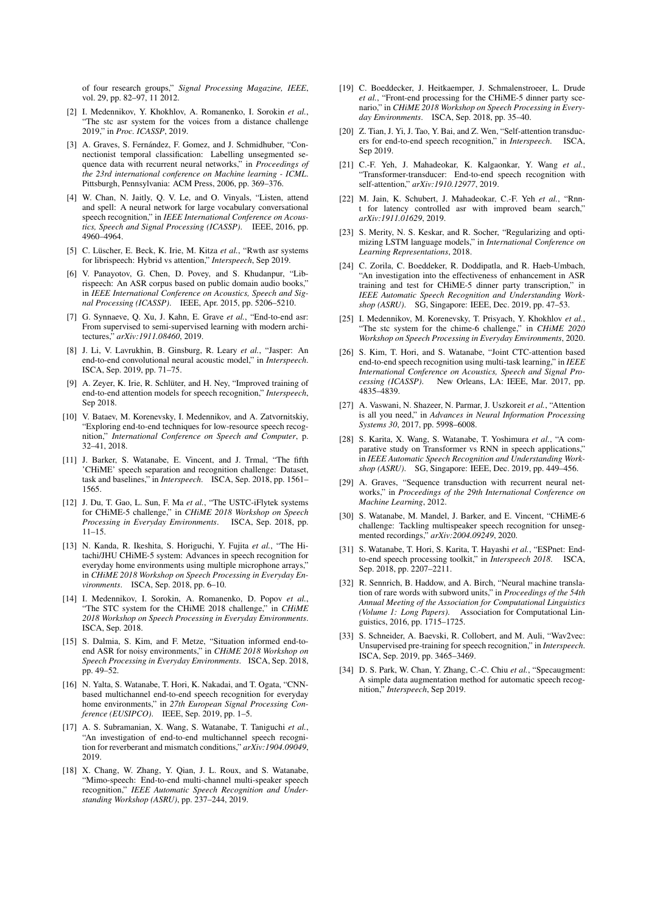of four research groups," *Signal Processing Magazine, IEEE*, vol. 29, pp. 82–97, 11 2012.

[2] I. Medennikov, Y. Khokhlov, A. Romanenko, I. Sorokin *et al.*, "The stc asr system for the voices from a distance challenge 2019," in *Proc. ICASSP*, 2019.

[3] A. Graves, S. Fernández, F. Gomez, and J. Schmidhuber, "Connectionist temporal classification: Labelling unsegmented sequence data with recurrent neural networks," in *Proceedings of the 23rd international conference on Machine learning - ICML*. Pittsburgh, Pennsylvania: ACM Press, 2006, pp. 369–376.

[4] W. Chan, N. Jaitly, Q. V. Le, and O. Vinyals, "Listen, attend and spell: A neural network for large vocabulary conversational speech recognition," in *IEEE International Conference on Acoustics, Speech and Signal Processing (ICASSP)*. IEEE, 2016, pp. 4960–4964.

[5] C. Lüscher, E. Beck, K. Irie, M. Kitza *et al.*, "Rwth asr systems for librispeech: Hybrid vs attention," *Interspeech*, Sep 2019.

[6] V. Panayotov, G. Chen, D. Povey, and S. Khudanpur, "Librispeech: An ASR corpus based on public domain audio books," in *IEEE International Conference on Acoustics, Speech and Signal Processing (ICASSP)*. IEEE, Apr. 2015, pp. 5206–5210.

[7] G. Synnaeve, Q. Xu, J. Kahn, E. Grave *et al.*, "End-to-end asr: From supervised to semi-supervised learning with modern architectures," *arXiv:1911.08460*, 2019.

[8] J. Li, V. Lavrukhin, B. Ginsburg, R. Leary *et al.*, "Jasper: An end-to-end convolutional neural acoustic model," in *Interspeech*. ISCA, Sep. 2019, pp. 71–75.

[9] A. Zeyer, K. Irie, R. Schlüter, and H. Ney, "Improved training of end-to-end attention models for speech recognition," *Interspeech*, Sep 2018.

[10] V. Bataev, M. Korenevsky, I. Medennikov, and A. Zatvornitskiy, "Exploring end-to-end techniques for low-resource speech recognition," *International Conference on Speech and Computer*, p. 32–41, 2018.

[11] J. Barker, S. Watanabe, E. Vincent, and J. Trmal, "The fifth 'CHiME' speech separation and recognition challenge: Dataset, task and baselines," in *Interspeech*. ISCA, Sep. 2018, pp. 1561–1565.

[12] J. Du, T. Gao, L. Sun, F. Ma *et al.*, "The USTC-iFlytek systems for CHiME-5 challenge," in *CHiME 2018 Workshop on Speech Processing in Everyday Environments*. ISCA, Sep. 2018, pp. 11–15.

[13] N. Kanda, R. Ikeshita, S. Horiguchi, Y. Fujita *et al.*, "The Hitachi/JHU CHiME-5 system: Advances in speech recognition for everyday home environments using multiple microphone arrays," in *CHiME 2018 Workshop on Speech Processing in Everyday Environments*. ISCA, Sep. 2018, pp. 6–10.

[14] I. Medennikov, I. Sorokin, A. Romanenko, D. Popov *et al.*, "The STC system for the CHiME 2018 challenge," in *CHiME 2018 Workshop on Speech Processing in Everyday Environments*. ISCA, Sep. 2018.

[15] S. Dalmia, S. Kim, and F. Metze, "Situation informed end-to-end ASR for noisy environments," in *CHiME 2018 Workshop on Speech Processing in Everyday Environments*. ISCA, Sep. 2018, pp. 49–52.

[16] N. Yalta, S. Watanabe, T. Hori, K. Nakadai, and T. Ogata, "CNN-based multichannel end-to-end speech recognition for everyday home environments," in *27th European Signal Processing Conference (EUSIPCO)*. IEEE, Sep. 2019, pp. 1–5.

[17] A. S. Subramanian, X. Wang, S. Watanabe, T. Taniguchi *et al.*, "An investigation of end-to-end multichannel speech recognition for reverberant and mismatch conditions," *arXiv:1904.09049*, 2019.

[18] X. Chang, W. Zhang, Y. Qian, J. L. Roux, and S. Watanabe, "Mimo-speech: End-to-end multi-channel multi-speaker speech recognition," *IEEE Automatic Speech Recognition and Understanding Workshop (ASRU)*, pp. 237–244, 2019.

[19] C. Boeddecker, J. Heitkaemper, J. Schmalenstroeer, L. Drude *et al.*, "Front-end processing for the CHiME-5 dinner party scenario," in *CHiME 2018 Workshop on Speech Processing in Everyday Environments*. ISCA, Sep. 2018, pp. 35–40.

[20] Z. Tian, J. Yi, J. Tao, Y. Bai, and Z. Wen, "Self-attention transducers for end-to-end speech recognition," in *Interspeech*. ISCA, Sep 2019.

[21] C.-F. Yeh, J. Mahadeokar, K. Kalgaonkar, Y. Wang *et al.*, "Transformer-transducer: End-to-end speech recognition with self-attention," *arXiv:1910.12977*, 2019.

[22] M. Jain, K. Schubert, J. Mahadeokar, C.-F. Yeh *et al.*, "Rnn-t for latency controlled asr with improved beam search," *arXiv:1911.01629*, 2019.

[23] S. Merity, N. S. Keskar, and R. Socher, "Regularizing and optimizing LSTM language models," in *International Conference on Learning Representations*, 2018.

[24] C. Zorila, C. Boeddeker, R. Doddipatla, and R. Haeb-Umbach, "An investigation into the effectiveness of enhancement in ASR training and test for CHiME-5 dinner party transcription," in *IEEE Automatic Speech Recognition and Understanding Workshop (ASRU)*. SG, Singapore: IEEE, Dec. 2019, pp. 47–53.

[25] I. Medennikov, M. Korenevsky, T. Prisyach, Y. Khokhlov *et al.*, "The stc system for the chime-6 challenge," in *CHiME 2020 Workshop on Speech Processing in Everyday Environments*, 2020.

[26] S. Kim, T. Hori, and S. Watanabe, "Joint CTC-attention based end-to-end speech recognition using multi-task learning," in *IEEE International Conference on Acoustics, Speech and Signal Processing (ICASSP)*. New Orleans, LA: IEEE, Mar. 2017, pp. 4835–4839.

[27] A. Vaswani, N. Shazeer, N. Parmar, J. Uszkoreit *et al.*, "Attention is all you need," in *Advances in Neural Information Processing Systems 30*, 2017, pp. 5998–6008.

[28] S. Karita, X. Wang, S. Watanabe, T. Yoshimura *et al.*, "A comparative study on Transformer vs RNN in speech applications," in *IEEE Automatic Speech Recognition and Understanding Workshop (ASRU)*. SG, Singapore: IEEE, Dec. 2019, pp. 449–456.

[29] A. Graves, "Sequence transduction with recurrent neural networks," in *Proceedings of the 29th International Conference on Machine Learning*, 2012.

[30] S. Watanabe, M. Mandel, J. Barker, and E. Vincent, "CHiME-6 challenge: Tackling multispeaker speech recognition for unsegmented recordings," *arXiv:2004.09249*, 2020.

[31] S. Watanabe, T. Hori, S. Karita, T. Hayashi *et al.*, "ESPnet: End-to-end speech processing toolkit," in *Interspeech 2018*. ISCA, Sep. 2018, pp. 2207–2211.

[32] R. Sennrich, B. Haddow, and A. Birch, "Neural machine translation of rare words with subword units," in *Proceedings of the 54th Annual Meeting of the Association for Computational Linguistics (Volume 1: Long Papers)*. Association for Computational Linguistics, 2016, pp. 1715–1725.

[33] S. Schneider, A. Baevski, R. Collobert, and M. Auli, "Wav2vec: Unsupervised pre-training for speech recognition," in *Interspeech*. ISCA, Sep. 2019, pp. 3465–3469.

[34] D. S. Park, W. Chan, Y. Zhang, C.-C. Chiu *et al.*, "Specaugment: A simple data augmentation method for automatic speech recognition," *Interspeech*, Sep 2019.